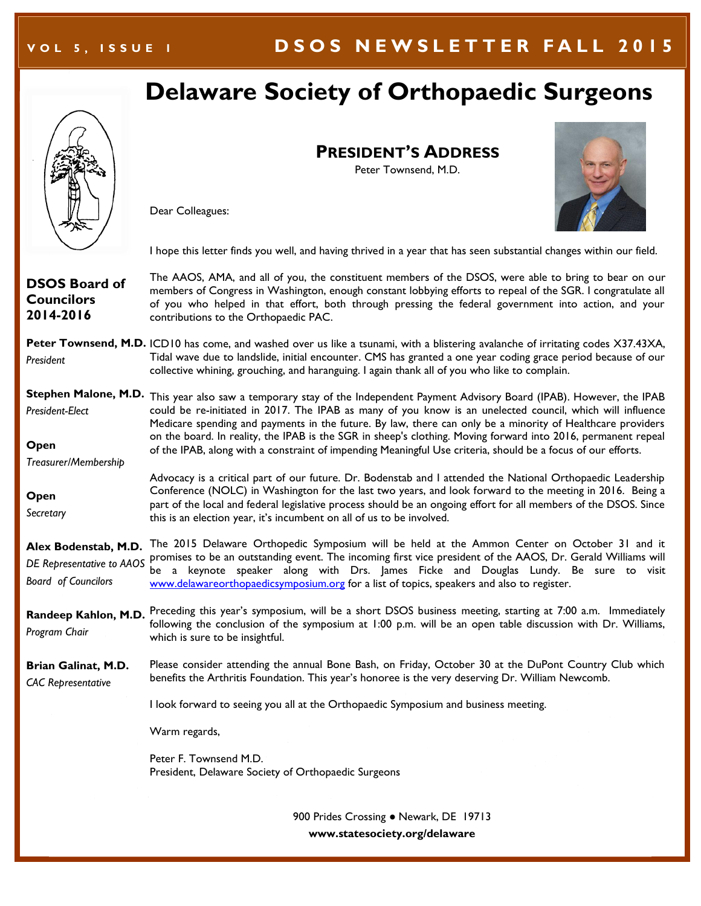# Delaware Society of Orthopaedic Surgeons

## DSOS Board of Councilors 2014-2016

**Peter Townsend, M.D.**
*President*

**Stephen Malone, M.D.**
*President-Elect*

**Open**
*Treasurer/Membership*

**Open**
*Secretary*

**Alex Bodenstab, M.D.**
*DE Representative to AAOS Board of Councilors*

**Randeep Kahlon, M.D.**
*Program Chair*

**Brian Galinat, M.D.**
*CAC Representative*

## President's Address

Peter Townsend, M.D.

Dear Colleagues:

I hope this letter finds you well, and having thrived in a year that has seen substantial changes within our field.

The AAOS, AMA, and all of you, the constituent members of the DSOS, were able to bring to bear on our members of Congress in Washington, enough constant lobbying efforts to repeal of the SGR. I congratulate all of you who helped in that effort, both through pressing the federal government into action, and your contributions to the Orthopaedic PAC.

ICD10 has come, and washed over us like a tsunami, with a blistering avalanche of irritating codes X37.43XA, Tidal wave due to landslide, initial encounter. CMS has granted a one year coding grace period because of our collective whining, grouching, and haranguing. I again thank all of you who like to complain.

This year also saw a temporary stay of the Independent Payment Advisory Board (IPAB). However, the IPAB could be re-initiated in 2017. The IPAB as many of you know is an unelected council, which will influence Medicare spending and payments in the future. By law, there can only be a minority of Healthcare providers on the board. In reality, the IPAB is the SGR in sheep's clothing. Moving forward into 2016, permanent repeal of the IPAB, along with a constraint of impending Meaningful Use criteria, should be a focus of our efforts.

Advocacy is a critical part of our future. Dr. Bodenstab and I attended the National Orthopaedic Leadership Conference (NOLC) in Washington for the last two years, and look forward to the meeting in 2016. Being a part of the local and federal legislative process should be an ongoing effort for all members of the DSOS. Since this is an election year, it's incumbent on all of us to be involved.

The 2015 Delaware Orthopedic Symposium will be held at the Ammon Center on October 31 and it promises to be an outstanding event. The incoming first vice president of the AAOS, Dr. Gerald Williams will be a keynote speaker along with Drs. James Ficke and Douglas Lundy. Be sure to visit www.delawareorthopaedicsymposium.org for a list of topics, speakers and also to register.

Preceding this year's symposium, will be a short DSOS business meeting, starting at 7:00 a.m. Immediately following the conclusion of the symposium at 1:00 p.m. will be an open table discussion with Dr. Williams, which is sure to be insightful.

Please consider attending the annual Bone Bash, on Friday, October 30 at the DuPont Country Club which benefits the Arthritis Foundation. This year's honoree is the very deserving Dr. William Newcomb.

I look forward to seeing you all at the Orthopaedic Symposium and business meeting.

Warm regards,

Peter F. Townsend M.D.
President, Delaware Society of Orthopaedic Surgeons

900 Prides Crossing ● Newark, DE 19713
**www.statesociety.org/delaware**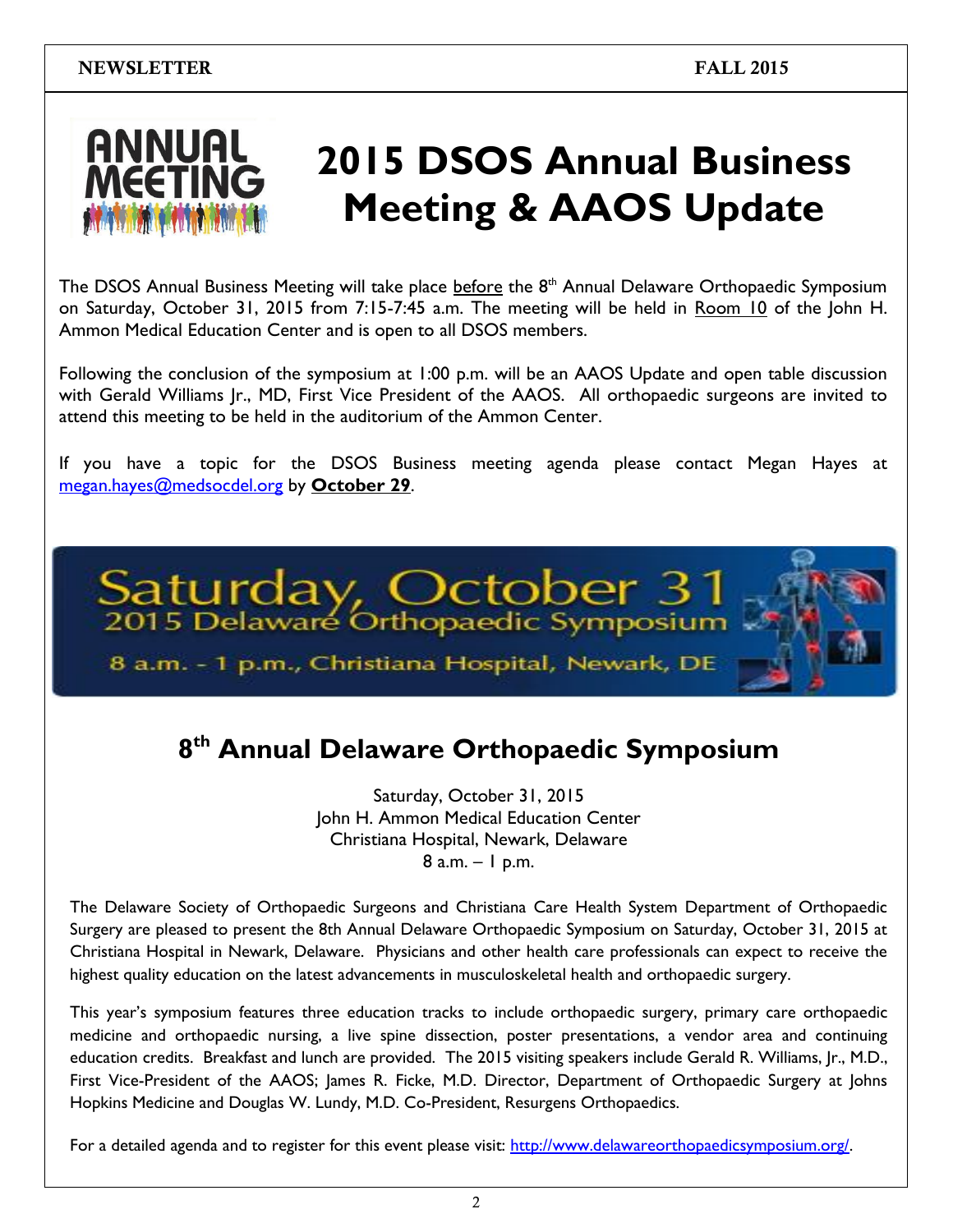# 2015 DSOS Annual Business Meeting & AAOS Update

The DSOS Annual Business Meeting will take place before the 8th Annual Delaware Orthopaedic Symposium on Saturday, October 31, 2015 from 7:15-7:45 a.m. The meeting will be held in Room 10 of the John H. Ammon Medical Education Center and is open to all DSOS members.

Following the conclusion of the symposium at 1:00 p.m. will be an AAOS Update and open table discussion with Gerald Williams Jr., MD, First Vice President of the AAOS. All orthopaedic surgeons are invited to attend this meeting to be held in the auditorium of the Ammon Center.

If you have a topic for the DSOS Business meeting agenda please contact Megan Hayes at megan.hayes@medsocdel.org by **October 29**.

Saturday, October 31
2015 Delaware Orthopaedic Symposium
8 a.m. - 1 p.m., Christiana Hospital, Newark, DE

## 8th Annual Delaware Orthopaedic Symposium

Saturday, October 31, 2015
John H. Ammon Medical Education Center
Christiana Hospital, Newark, Delaware
8 a.m. – 1 p.m.

The Delaware Society of Orthopaedic Surgeons and Christiana Care Health System Department of Orthopaedic Surgery are pleased to present the 8th Annual Delaware Orthopaedic Symposium on Saturday, October 31, 2015 at Christiana Hospital in Newark, Delaware. Physicians and other health care professionals can expect to receive the highest quality education on the latest advancements in musculoskeletal health and orthopaedic surgery.

This year's symposium features three education tracks to include orthopaedic surgery, primary care orthopaedic medicine and orthopaedic nursing, a live spine dissection, poster presentations, a vendor area and continuing education credits. Breakfast and lunch are provided. The 2015 visiting speakers include Gerald R. Williams, Jr., M.D., First Vice-President of the AAOS; James R. Ficke, M.D. Director, Department of Orthopaedic Surgery at Johns Hopkins Medicine and Douglas W. Lundy, M.D. Co-President, Resurgens Orthopaedics.

For a detailed agenda and to register for this event please visit: http://www.delawareorthopaedicsymposium.org/.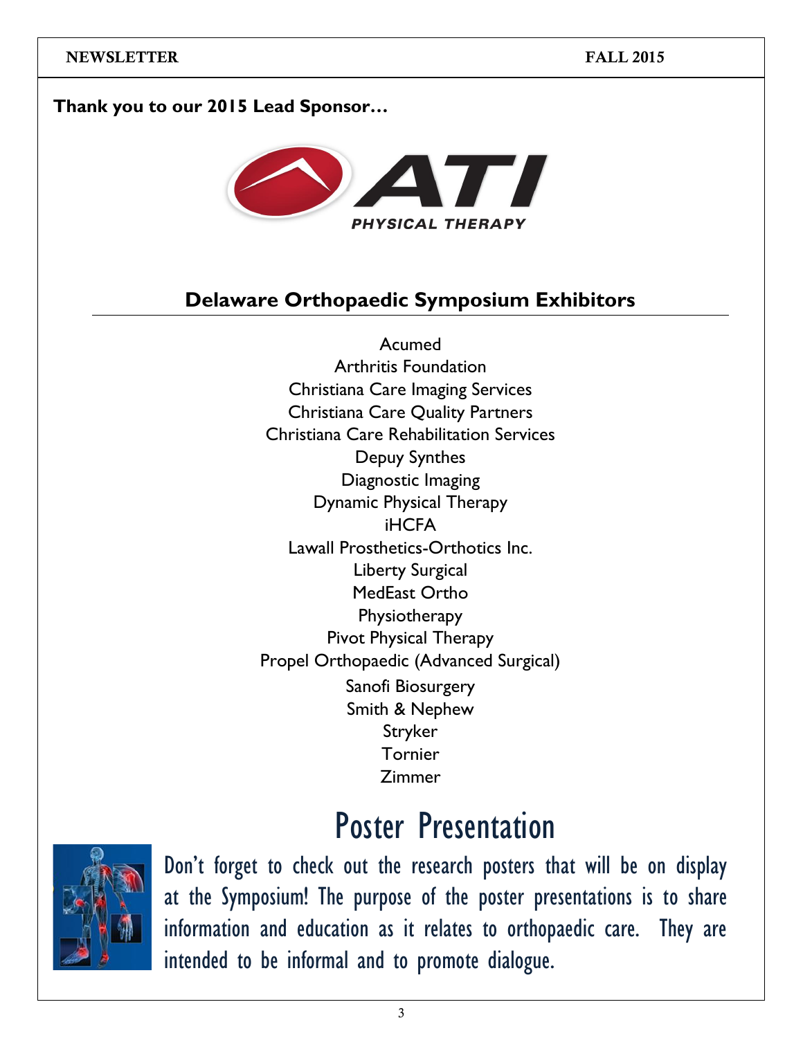**Thank you to our 2015 Lead Sponsor…**

ATI PHYSICAL THERAPY

## Delaware Orthopaedic Symposium Exhibitors

Acumed
Arthritis Foundation
Christiana Care Imaging Services
Christiana Care Quality Partners
Christiana Care Rehabilitation Services
Depuy Synthes
Diagnostic Imaging
Dynamic Physical Therapy
iHCFA
Lawall Prosthetics-Orthotics Inc.
Liberty Surgical
MedEast Ortho
Physiotherapy
Pivot Physical Therapy
Propel Orthopaedic (Advanced Surgical)
Sanofi Biosurgery
Smith & Nephew
Stryker
Tornier
Zimmer

# Poster Presentation

Don't forget to check out the research posters that will be on display at the Symposium! The purpose of the poster presentations is to share information and education as it relates to orthopaedic care. They are intended to be informal and to promote dialogue.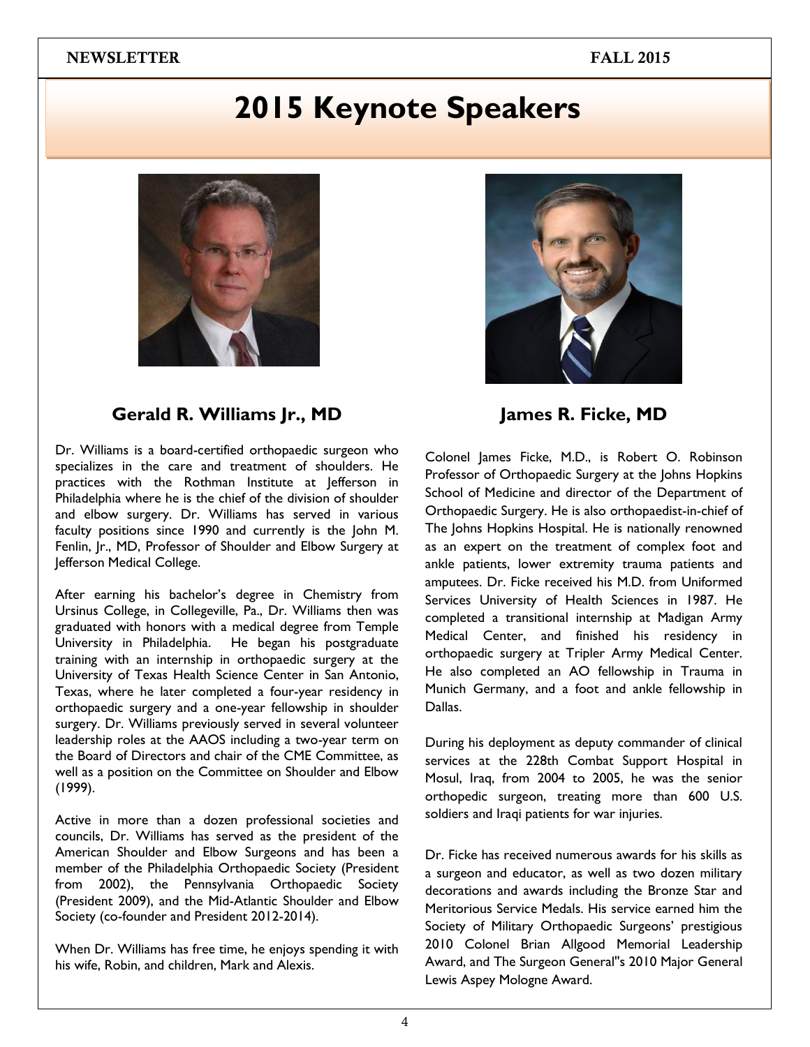# 2015 Keynote Speakers

## Gerald R. Williams Jr., MD

Dr. Williams is a board-certified orthopaedic surgeon who specializes in the care and treatment of shoulders. He practices with the Rothman Institute at Jefferson in Philadelphia where he is the chief of the division of shoulder and elbow surgery. Dr. Williams has served in various faculty positions since 1990 and currently is the John M. Fenlin, Jr., MD, Professor of Shoulder and Elbow Surgery at Jefferson Medical College.

After earning his bachelor's degree in Chemistry from Ursinus College, in Collegeville, Pa., Dr. Williams then was graduated with honors with a medical degree from Temple University in Philadelphia. He began his postgraduate training with an internship in orthopaedic surgery at the University of Texas Health Science Center in San Antonio, Texas, where he later completed a four-year residency in orthopaedic surgery and a one-year fellowship in shoulder surgery. Dr. Williams previously served in several volunteer leadership roles at the AAOS including a two-year term on the Board of Directors and chair of the CME Committee, as well as a position on the Committee on Shoulder and Elbow (1999).

Active in more than a dozen professional societies and councils, Dr. Williams has served as the president of the American Shoulder and Elbow Surgeons and has been a member of the Philadelphia Orthopaedic Society (President from 2002), the Pennsylvania Orthopaedic Society (President 2009), and the Mid-Atlantic Shoulder and Elbow Society (co-founder and President 2012-2014).

When Dr. Williams has free time, he enjoys spending it with his wife, Robin, and children, Mark and Alexis.

## James R. Ficke, MD

Colonel James Ficke, M.D., is Robert O. Robinson Professor of Orthopaedic Surgery at the Johns Hopkins School of Medicine and director of the Department of Orthopaedic Surgery. He is also orthopaedist-in-chief of The Johns Hopkins Hospital. He is nationally renowned as an expert on the treatment of complex foot and ankle patients, lower extremity trauma patients and amputees. Dr. Ficke received his M.D. from Uniformed Services University of Health Sciences in 1987. He completed a transitional internship at Madigan Army Medical Center, and finished his residency in orthopaedic surgery at Tripler Army Medical Center. He also completed an AO fellowship in Trauma in Munich Germany, and a foot and ankle fellowship in Dallas.

During his deployment as deputy commander of clinical services at the 228th Combat Support Hospital in Mosul, Iraq, from 2004 to 2005, he was the senior orthopedic surgeon, treating more than 600 U.S. soldiers and Iraqi patients for war injuries.

Dr. Ficke has received numerous awards for his skills as a surgeon and educator, as well as two dozen military decorations and awards including the Bronze Star and Meritorious Service Medals. His service earned him the Society of Military Orthopaedic Surgeons' prestigious 2010 Colonel Brian Allgood Memorial Leadership Award, and The Surgeon General"s 2010 Major General Lewis Aspey Mologne Award.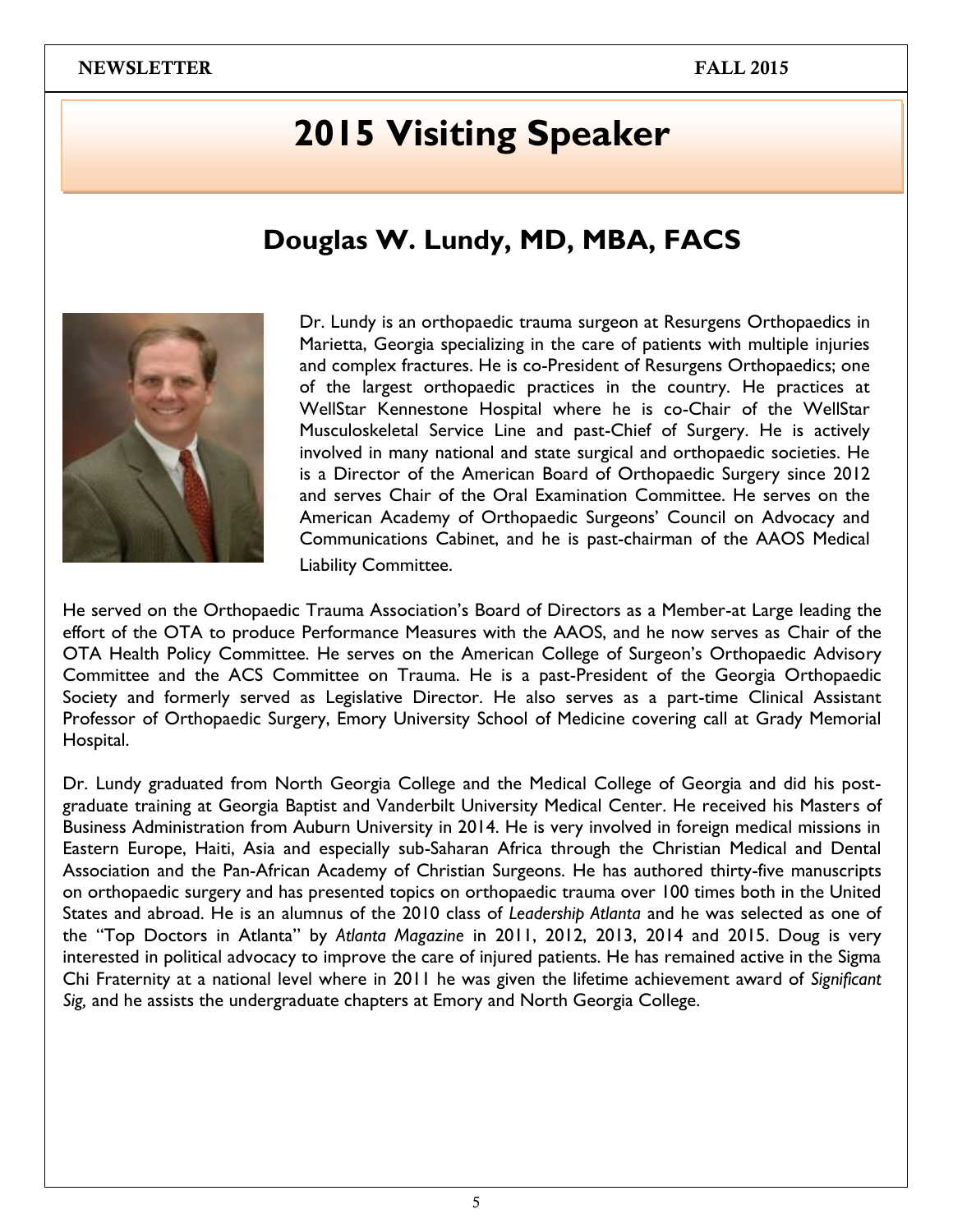# 2015 Visiting Speaker

## Douglas W. Lundy, MD, MBA, FACS

Dr. Lundy is an orthopaedic trauma surgeon at Resurgens Orthopaedics in Marietta, Georgia specializing in the care of patients with multiple injuries and complex fractures. He is co-President of Resurgens Orthopaedics; one of the largest orthopaedic practices in the country. He practices at WellStar Kennestone Hospital where he is co-Chair of the WellStar Musculoskeletal Service Line and past-Chief of Surgery. He is actively involved in many national and state surgical and orthopaedic societies. He is a Director of the American Board of Orthopaedic Surgery since 2012 and serves Chair of the Oral Examination Committee. He serves on the American Academy of Orthopaedic Surgeons' Council on Advocacy and Communications Cabinet, and he is past-chairman of the AAOS Medical Liability Committee.

He served on the Orthopaedic Trauma Association's Board of Directors as a Member-at Large leading the effort of the OTA to produce Performance Measures with the AAOS, and he now serves as Chair of the OTA Health Policy Committee. He serves on the American College of Surgeon's Orthopaedic Advisory Committee and the ACS Committee on Trauma. He is a past-President of the Georgia Orthopaedic Society and formerly served as Legislative Director. He also serves as a part-time Clinical Assistant Professor of Orthopaedic Surgery, Emory University School of Medicine covering call at Grady Memorial Hospital.

Dr. Lundy graduated from North Georgia College and the Medical College of Georgia and did his post-graduate training at Georgia Baptist and Vanderbilt University Medical Center. He received his Masters of Business Administration from Auburn University in 2014. He is very involved in foreign medical missions in Eastern Europe, Haiti, Asia and especially sub-Saharan Africa through the Christian Medical and Dental Association and the Pan-African Academy of Christian Surgeons. He has authored thirty-five manuscripts on orthopaedic surgery and has presented topics on orthopaedic trauma over 100 times both in the United States and abroad. He is an alumnus of the 2010 class of *Leadership Atlanta* and he was selected as one of the "Top Doctors in Atlanta" by *Atlanta Magazine* in 2011, 2012, 2013, 2014 and 2015. Doug is very interested in political advocacy to improve the care of injured patients. He has remained active in the Sigma Chi Fraternity at a national level where in 2011 he was given the lifetime achievement award of *Significant Sig,* and he assists the undergraduate chapters at Emory and North Georgia College.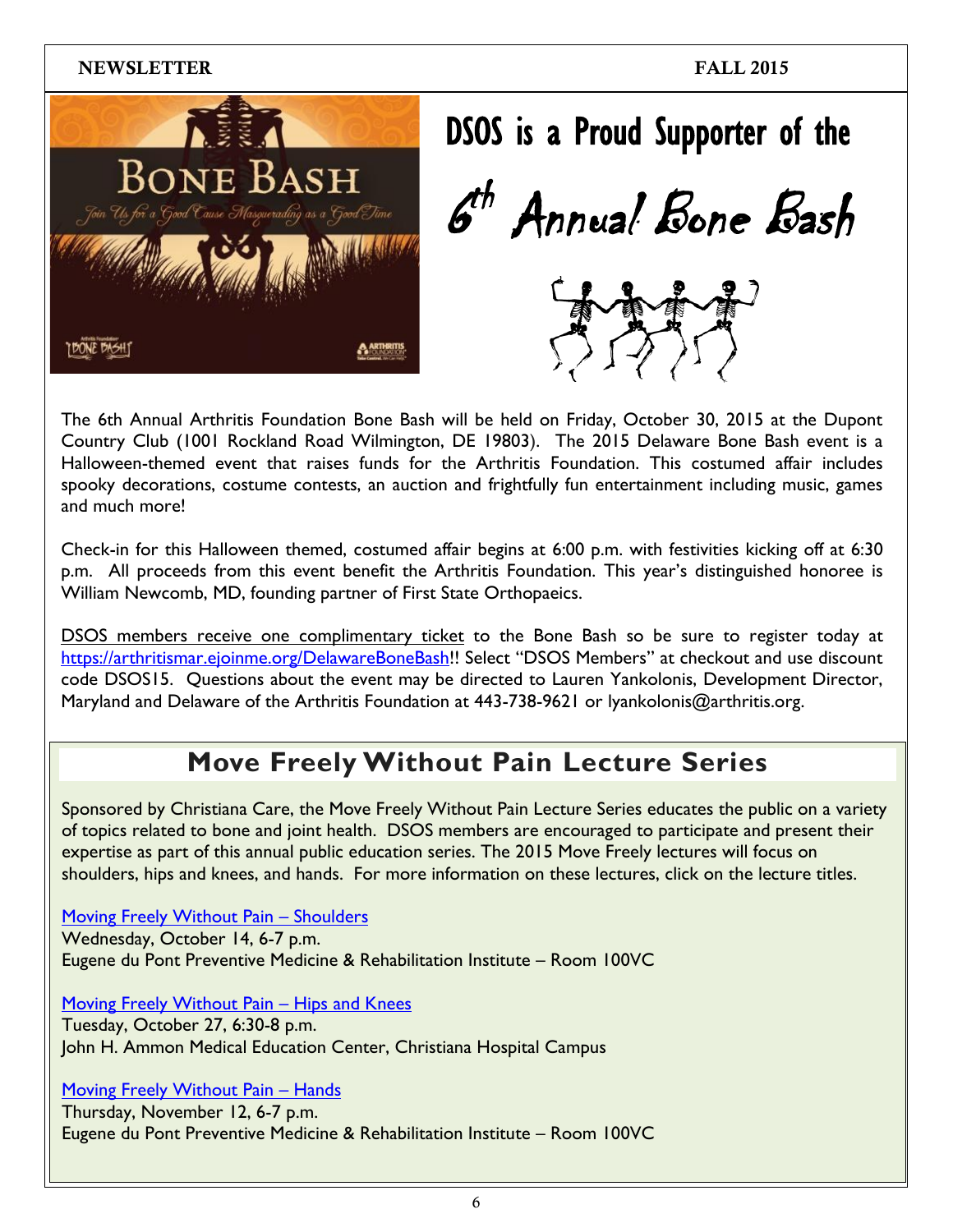# DSOS is a Proud Supporter of the 6th Annual Bone Bash

The 6th Annual Arthritis Foundation Bone Bash will be held on Friday, October 30, 2015 at the Dupont Country Club (1001 Rockland Road Wilmington, DE 19803). The 2015 Delaware Bone Bash event is a Halloween-themed event that raises funds for the Arthritis Foundation. This costumed affair includes spooky decorations, costume contests, an auction and frightfully fun entertainment including music, games and much more!

Check-in for this Halloween themed, costumed affair begins at 6:00 p.m. with festivities kicking off at 6:30 p.m. All proceeds from this event benefit the Arthritis Foundation. This year's distinguished honoree is William Newcomb, MD, founding partner of First State Orthopaeics.

DSOS members receive one complimentary ticket to the Bone Bash so be sure to register today at https://arthritismar.ejoinme.org/DelawareBoneBash!! Select "DSOS Members" at checkout and use discount code DSOS15. Questions about the event may be directed to Lauren Yankolonis, Development Director, Maryland and Delaware of the Arthritis Foundation at 443-738-9621 or lyankolonis@arthritis.org.

## Move Freely Without Pain Lecture Series

Sponsored by Christiana Care, the Move Freely Without Pain Lecture Series educates the public on a variety of topics related to bone and joint health. DSOS members are encouraged to participate and present their expertise as part of this annual public education series. The 2015 Move Freely lectures will focus on shoulders, hips and knees, and hands. For more information on these lectures, click on the lecture titles.

Moving Freely Without Pain – Shoulders
Wednesday, October 14, 6-7 p.m.
Eugene du Pont Preventive Medicine & Rehabilitation Institute – Room 100VC

Moving Freely Without Pain – Hips and Knees
Tuesday, October 27, 6:30-8 p.m.
John H. Ammon Medical Education Center, Christiana Hospital Campus

Moving Freely Without Pain – Hands
Thursday, November 12, 6-7 p.m.
Eugene du Pont Preventive Medicine & Rehabilitation Institute – Room 100VC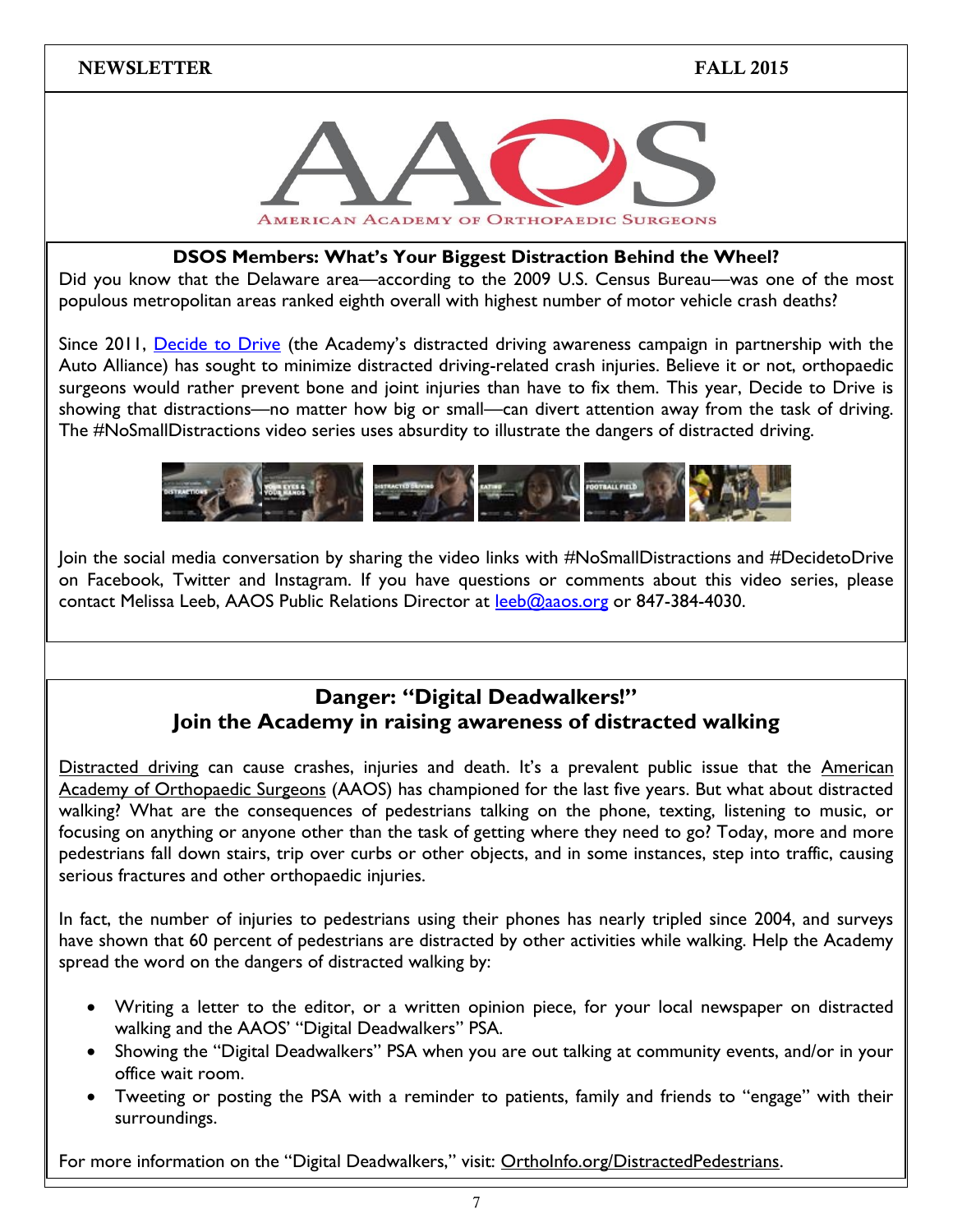**NEWSLETTER** **FALL 2015**

AAOS

AMERICAN ACADEMY OF ORTHOPAEDIC SURGEONS

**DSOS Members: What's Your Biggest Distraction Behind the Wheel?**

Did you know that the Delaware area—according to the 2009 U.S. Census Bureau—was one of the most populous metropolitan areas ranked eighth overall with highest number of motor vehicle crash deaths?

Since 2011, Decide to Drive (the Academy's distracted driving awareness campaign in partnership with the Auto Alliance) has sought to minimize distracted driving-related crash injuries. Believe it or not, orthopaedic surgeons would rather prevent bone and joint injuries than have to fix them. This year, Decide to Drive is showing that distractions—no matter how big or small—can divert attention away from the task of driving. The #NoSmallDistractions video series uses absurdity to illustrate the dangers of distracted driving.

Join the social media conversation by sharing the video links with #NoSmallDistractions and #DecidetoDrive on Facebook, Twitter and Instagram. If you have questions or comments about this video series, please contact Melissa Leeb, AAOS Public Relations Director at leeb@aaos.org or 847-384-4030.

## Danger: "Digital Deadwalkers!"
## Join the Academy in raising awareness of distracted walking

Distracted driving can cause crashes, injuries and death. It's a prevalent public issue that the American Academy of Orthopaedic Surgeons (AAOS) has championed for the last five years. But what about distracted walking? What are the consequences of pedestrians talking on the phone, texting, listening to music, or focusing on anything or anyone other than the task of getting where they need to go? Today, more and more pedestrians fall down stairs, trip over curbs or other objects, and in some instances, step into traffic, causing serious fractures and other orthopaedic injuries.

In fact, the number of injuries to pedestrians using their phones has nearly tripled since 2004, and surveys have shown that 60 percent of pedestrians are distracted by other activities while walking. Help the Academy spread the word on the dangers of distracted walking by:

- Writing a letter to the editor, or a written opinion piece, for your local newspaper on distracted walking and the AAOS' "Digital Deadwalkers" PSA.
- Showing the "Digital Deadwalkers" PSA when you are out talking at community events, and/or in your office wait room.
- Tweeting or posting the PSA with a reminder to patients, family and friends to "engage" with their surroundings.

For more information on the "Digital Deadwalkers," visit: OrthoInfo.org/DistractedPedestrians.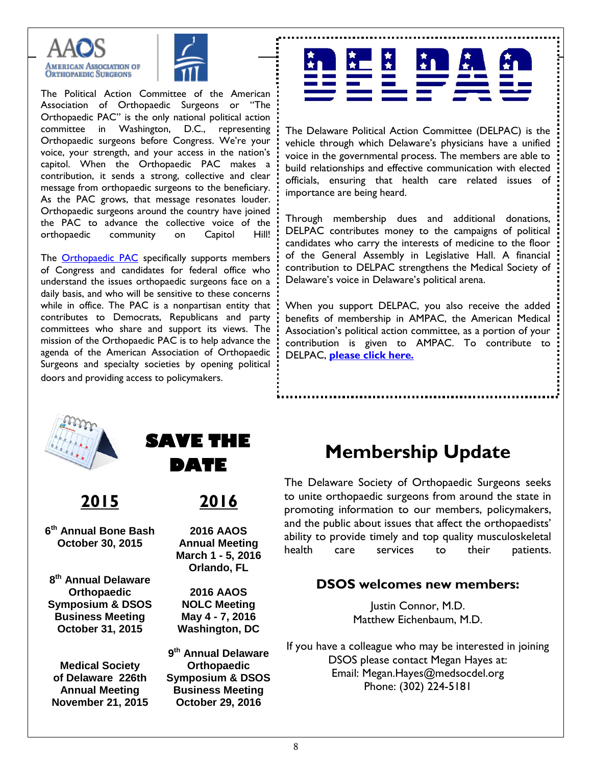The Political Action Committee of the American Association of Orthopaedic Surgeons or "The Orthopaedic PAC" is the only national political action committee in Washington, D.C., representing Orthopaedic surgeons before Congress. We're your voice, your strength, and your access in the nation's capitol. When the Orthopaedic PAC makes a contribution, it sends a strong, collective and clear message from orthopaedic surgeons to the beneficiary. As the PAC grows, that message resonates louder. Orthopaedic surgeons around the country have joined the PAC to advance the collective voice of the orthopaedic community on Capitol Hill!

The Orthopaedic PAC specifically supports members of Congress and candidates for federal office who understand the issues orthopaedic surgeons face on a daily basis, and who will be sensitive to these concerns while in office. The PAC is a nonpartisan entity that contributes to Democrats, Republicans and party committees who share and support its views. The mission of the Orthopaedic PAC is to help advance the agenda of the American Association of Orthopaedic Surgeons and specialty societies by opening political doors and providing access to policymakers.

DELPAC

The Delaware Political Action Committee (DELPAC) is the vehicle through which Delaware's physicians have a unified voice in the governmental process. The members are able to build relationships and effective communication with elected officials, ensuring that health care related issues of importance are being heard.

Through membership dues and additional donations, DELPAC contributes money to the campaigns of political candidates who carry the interests of medicine to the floor of the General Assembly in Legislative Hall. A financial contribution to DELPAC strengthens the Medical Society of Delaware's voice in Delaware's political arena.

When you support DELPAC, you also receive the added benefits of membership in AMPAC, the American Medical Association's political action committee, as a portion of your contribution is given to AMPAC. To contribute to DELPAC, **please click here.**

# SAVE THE DATE

## 2015

**6th Annual Bone Bash**
**October 30, 2015**

**8th Annual Delaware Orthopaedic Symposium & DSOS Business Meeting**
**October 31, 2015**

**Medical Society of Delaware 226th Annual Meeting**
**November 21, 2015**

## 2016

**2016 AAOS Annual Meeting**
**March 1 - 5, 2016**
**Orlando, FL**

**2016 AAOS NOLC Meeting**
**May 4 - 7, 2016**
**Washington, DC**

**9th Annual Delaware Orthopaedic Symposium & DSOS Business Meeting**
**October 29, 2016**

# Membership Update

The Delaware Society of Orthopaedic Surgeons seeks to unite orthopaedic surgeons from around the state in promoting information to our members, policymakers, and the public about issues that affect the orthopaedists' ability to provide timely and top quality musculoskeletal health care services to their patients.

### DSOS welcomes new members:

Justin Connor, M.D.
Matthew Eichenbaum, M.D.

If you have a colleague who may be interested in joining DSOS please contact Megan Hayes at:
Email: Megan.Hayes@medsocdel.org
Phone: (302) 224-5181